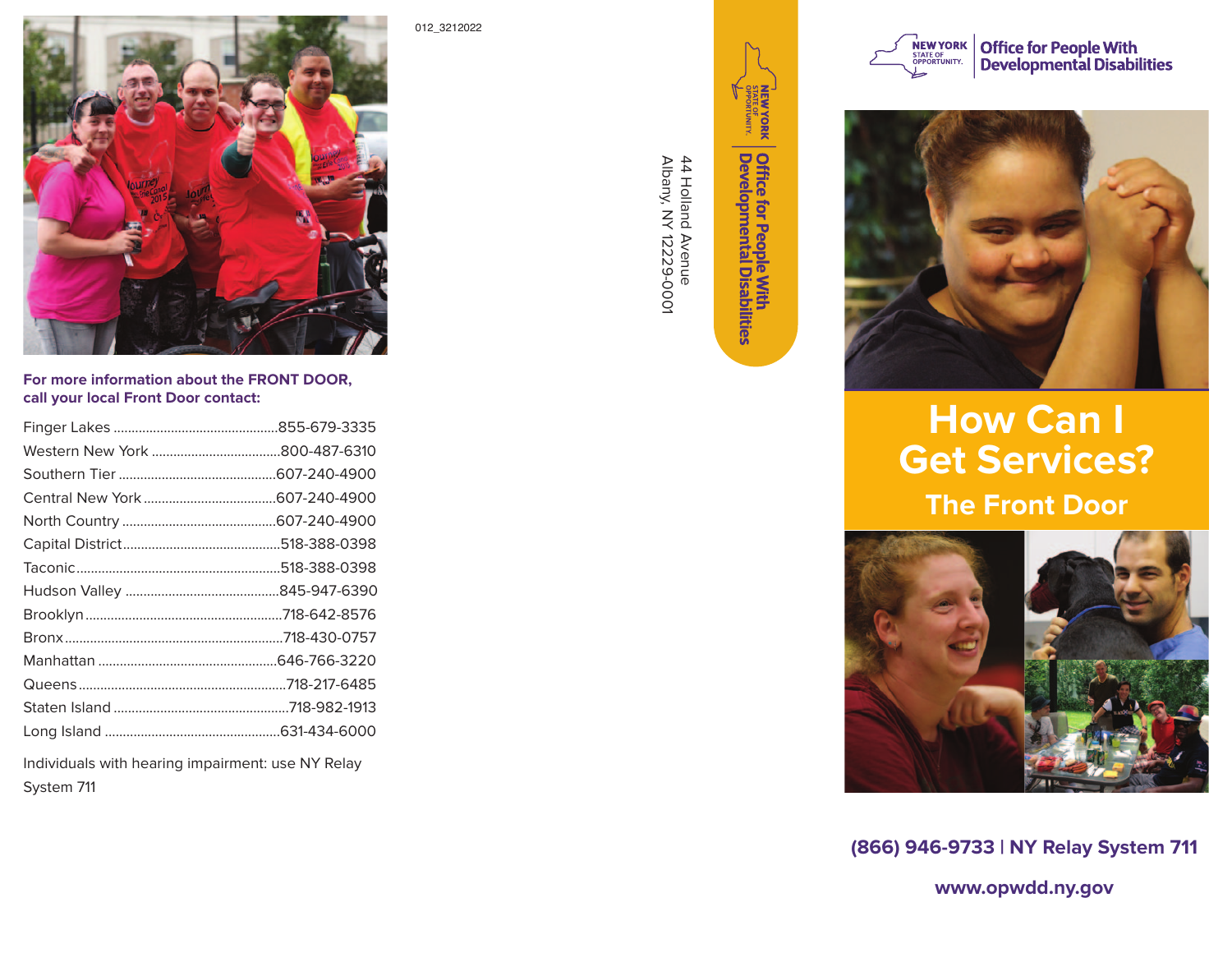For more information about the FRONT DOOR, call your local Front Door contact:

| Region | Phone |
|---|---|
| Finger Lakes | 855-679-3335 |
| Western New York | 800-487-6310 |
| Southern Tier | 607-240-4900 |
| Central New York | 607-240-4900 |
| North Country | 607-240-4900 |
| Capital District | 518-388-0398 |
| Taconic | 518-388-0398 |
| Hudson Valley | 845-947-6390 |
| Brooklyn | 718-642-8576 |
| Bronx | 718-430-0757 |
| Manhattan | 646-766-3220 |
| Queens | 718-217-6485 |
| Staten Island | 718-982-1913 |
| Long Island | 631-434-6000 |

Individuals with hearing impairment: use NY Relay System 711

012_3212022

NEW YORK STATE OF OPPORTUNITY. | Office for People With Developmental Disabilities

44 Holland Avenue
Albany, NY 12229-0001

NEW YORK STATE OF OPPORTUNITY. | Office for People With Developmental Disabilities

# How Can I Get Services?

## The Front Door

**(866) 946-9733 | NY Relay System 711**

**www.opwdd.ny.gov**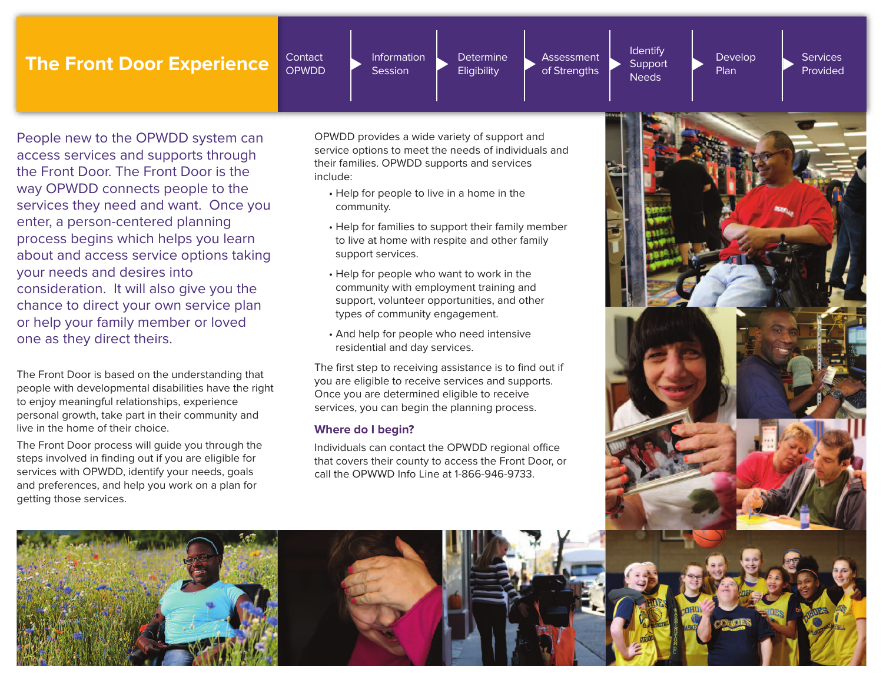# The Front Door Experience

Contact OPWDD → Information Session → Determine Eligibility → Assessment of Strengths → Identify Support Needs → Develop Plan → Services Provided

People new to the OPWDD system can access services and supports through the Front Door. The Front Door is the way OPWDD connects people to the services they need and want. Once you enter, a person-centered planning process begins which helps you learn about and access service options taking your needs and desires into consideration. It will also give you the chance to direct your own service plan or help your family member or loved one as they direct theirs.

The Front Door is based on the understanding that people with developmental disabilities have the right to enjoy meaningful relationships, experience personal growth, take part in their community and live in the home of their choice.

The Front Door process will guide you through the steps involved in finding out if you are eligible for services with OPWDD, identify your needs, goals and preferences, and help you work on a plan for getting those services.

OPWDD provides a wide variety of support and service options to meet the needs of individuals and their families. OPWDD supports and services include:

- Help for people to live in a home in the community.
- Help for families to support their family member to live at home with respite and other family support services.
- Help for people who want to work in the community with employment training and support, volunteer opportunities, and other types of community engagement.
- And help for people who need intensive residential and day services.

The first step to receiving assistance is to find out if you are eligible to receive services and supports. Once you are determined eligible to receive services, you can begin the planning process.

### Where do I begin?

Individuals can contact the OPWDD regional office that covers their county to access the Front Door, or call the OPWWD Info Line at 1-866-946-9733.